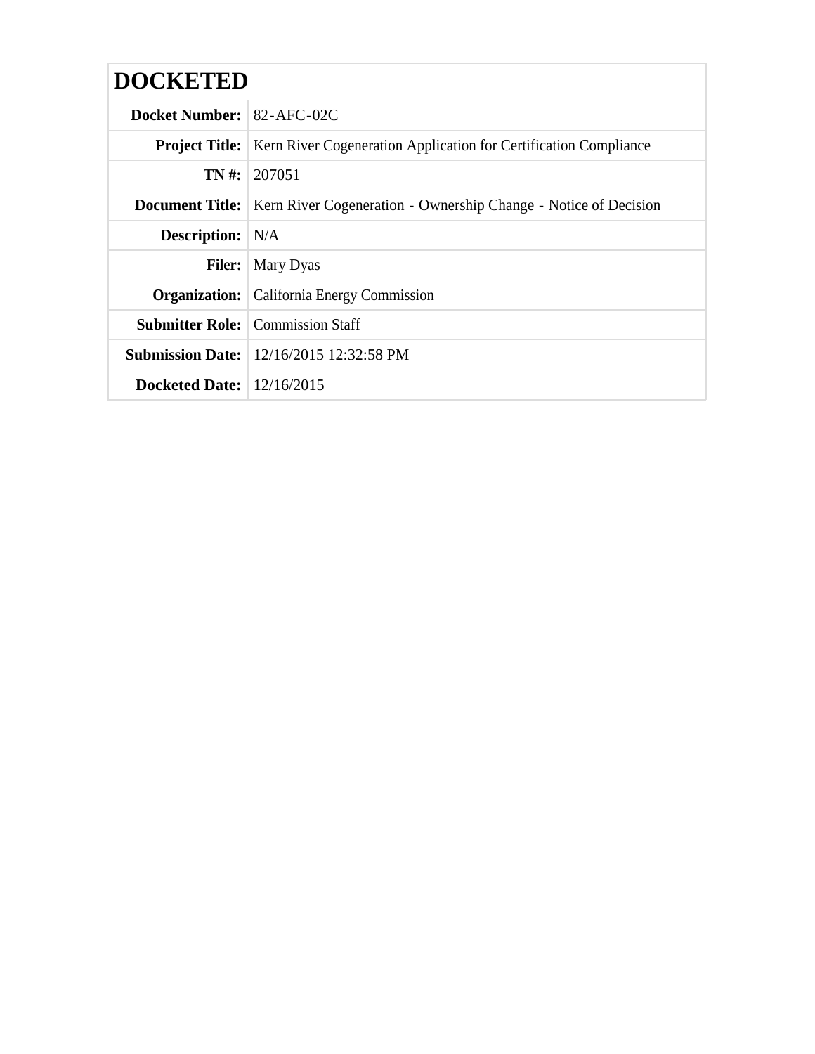| DOCKETED | |
|---|---|
| **Docket Number:** | 82-AFC-02C |
| **Project Title:** | Kern River Cogeneration Application for Certification Compliance |
| **TN #:** | 207051 |
| **Document Title:** | Kern River Cogeneration - Ownership Change - Notice of Decision |
| **Description:** | N/A |
| **Filer:** | Mary Dyas |
| **Organization:** | California Energy Commission |
| **Submitter Role:** | Commission Staff |
| **Submission Date:** | 12/16/2015 12:32:58 PM |
| **Docketed Date:** | 12/16/2015 |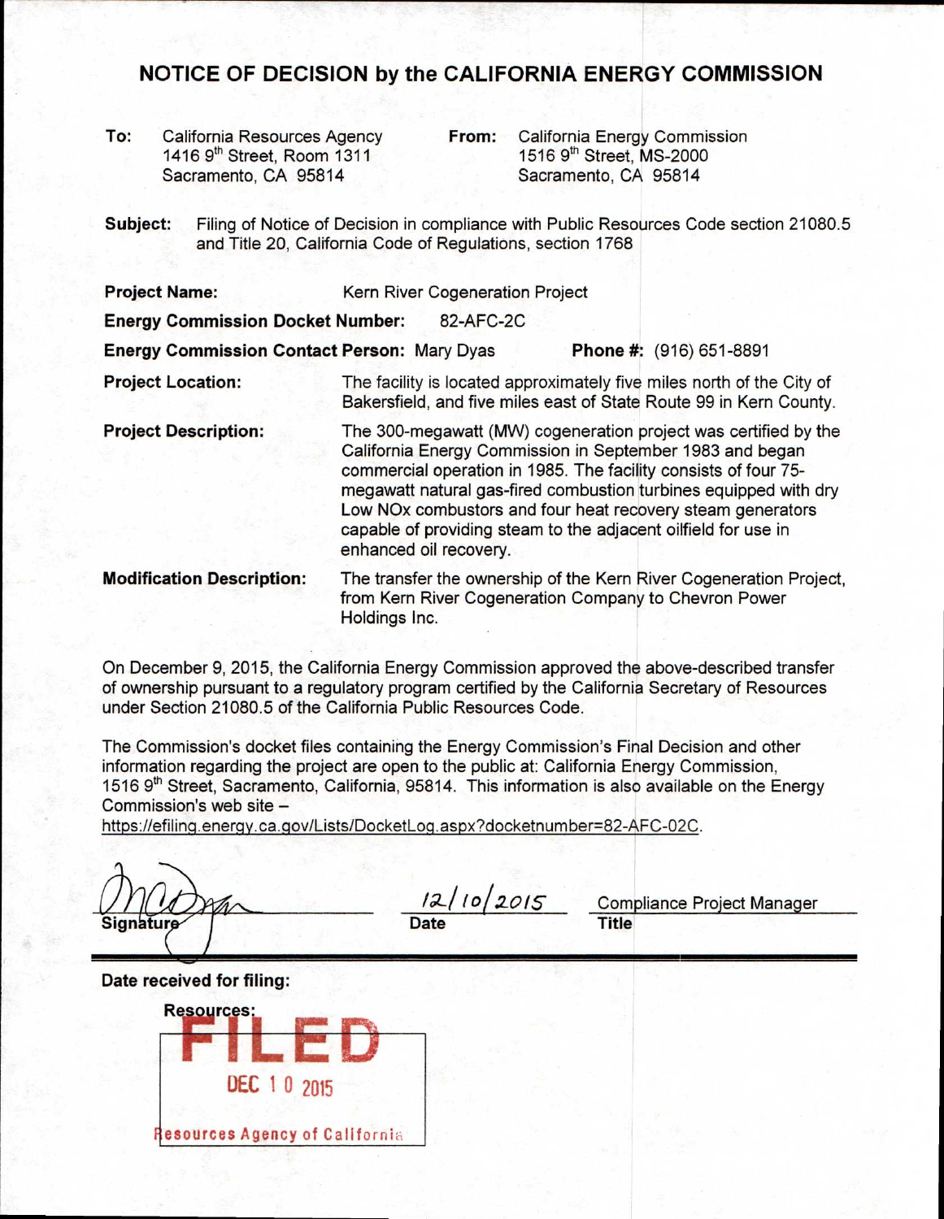# NOTICE OF DECISION by the CALIFORNIA ENERGY COMMISSION

**To:** California Resources Agency
1416 9th Street, Room 1311
Sacramento, CA 95814

**From:** California Energy Commission
1516 9th Street, MS-2000
Sacramento, CA 95814

**Subject:** Filing of Notice of Decision in compliance with Public Resources Code section 21080.5 and Title 20, California Code of Regulations, section 1768

**Project Name:** Kern River Cogeneration Project

**Energy Commission Docket Number:** 82-AFC-2C

**Energy Commission Contact Person:** Mary Dyas **Phone #:** (916) 651-8891

**Project Location:** The facility is located approximately five miles north of the City of Bakersfield, and five miles east of State Route 99 in Kern County.

**Project Description:** The 300-megawatt (MW) cogeneration project was certified by the California Energy Commission in September 1983 and began commercial operation in 1985. The facility consists of four 75-megawatt natural gas-fired combustion turbines equipped with dry Low NOx combustors and four heat recovery steam generators capable of providing steam to the adjacent oilfield for use in enhanced oil recovery.

**Modification Description:** The transfer the ownership of the Kern River Cogeneration Project, from Kern River Cogeneration Company to Chevron Power Holdings Inc.

On December 9, 2015, the California Energy Commission approved the above-described transfer of ownership pursuant to a regulatory program certified by the California Secretary of Resources under Section 21080.5 of the California Public Resources Code.

The Commission's docket files containing the Energy Commission's Final Decision and other information regarding the project are open to the public at: California Energy Commission, 1516 9th Street, Sacramento, California, 95814. This information is also available on the Energy Commission's web site – https://efiling.energy.ca.gov/Lists/DocketLog.aspx?docketnumber=82-AFC-02C.

Signature: [signature] Date: 12/10/2015 Title: Compliance Project Manager

**Date received for filing:**

Resources:

FILED
DEC 10 2015
Resources Agency of California